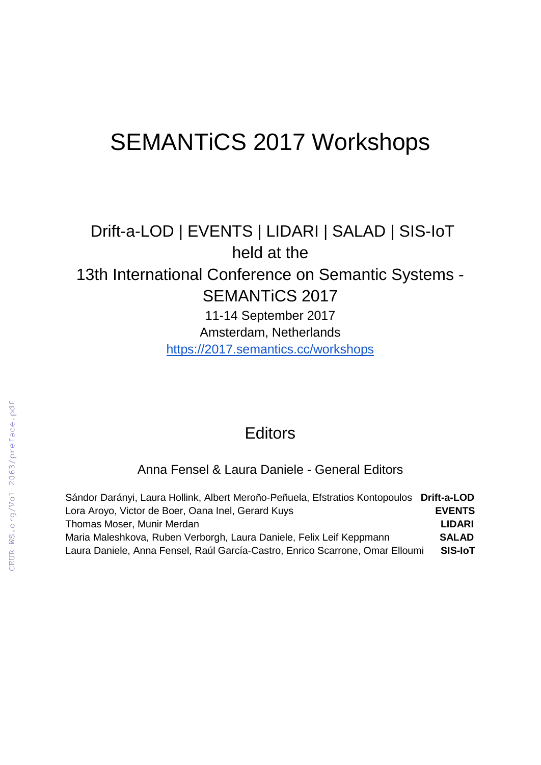# SEMANTiCS 2017 Workshops

Drift-a-LOD | EVENTS | LIDARI | SALAD | SIS-IoT
held at the
13th International Conference on Semantic Systems - SEMANTiCS 2017

11-14 September 2017
Amsterdam, Netherlands
https://2017.semantics.cc/workshops

## Editors

Anna Fensel & Laura Daniele - General Editors

| | |
|---|---|
| Sándor Darányi, Laura Hollink, Albert Meroño-Peñuela, Efstratios Kontopoulos | **Drift-a-LOD** |
| Lora Aroyo, Victor de Boer, Oana Inel, Gerard Kuys | **EVENTS** |
| Thomas Moser, Munir Merdan | **LIDARI** |
| Maria Maleshkova, Ruben Verborgh, Laura Daniele, Felix Leif Keppmann | **SALAD** |
| Laura Daniele, Anna Fensel, Raúl García-Castro, Enrico Scarrone, Omar Elloumi | **SIS-IoT** |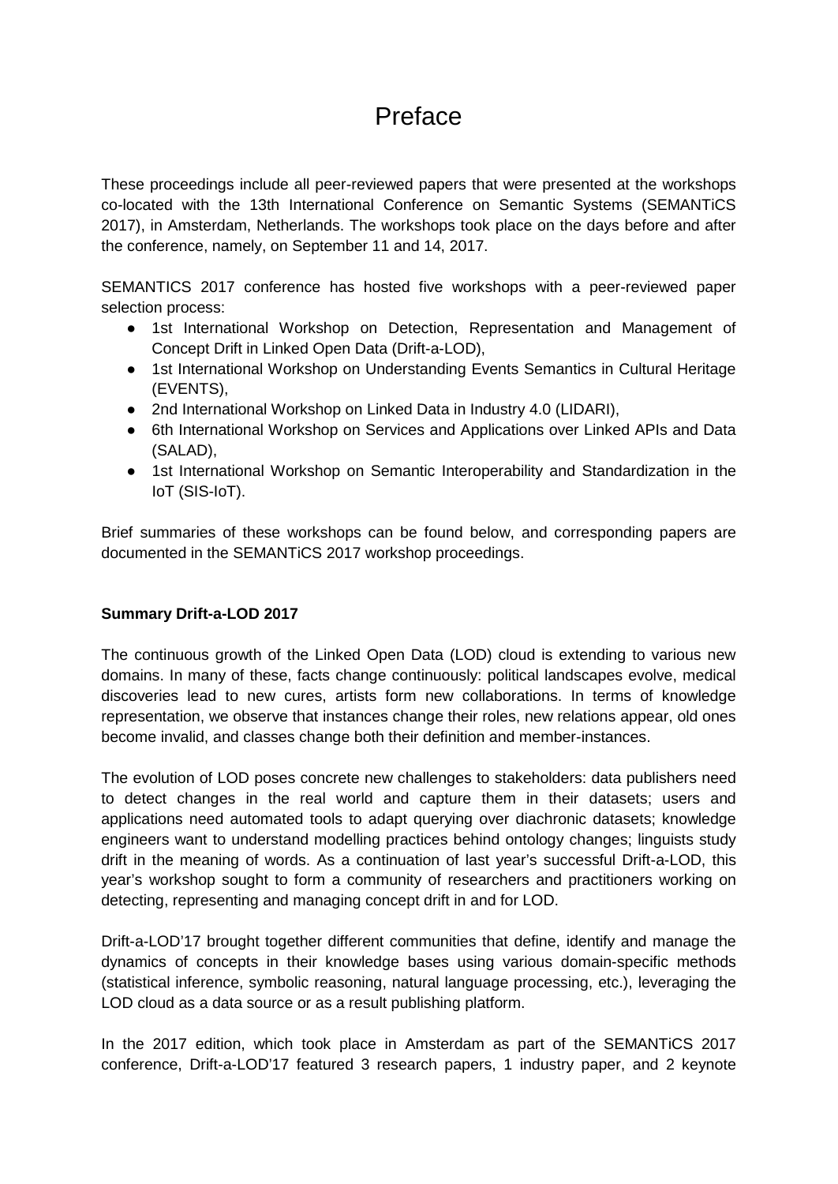# Preface

These proceedings include all peer-reviewed papers that were presented at the workshops co-located with the 13th International Conference on Semantic Systems (SEMANTiCS 2017), in Amsterdam, Netherlands. The workshops took place on the days before and after the conference, namely, on September 11 and 14, 2017.

SEMANTICS 2017 conference has hosted five workshops with a peer-reviewed paper selection process:

- 1st International Workshop on Detection, Representation and Management of Concept Drift in Linked Open Data (Drift-a-LOD),
- 1st International Workshop on Understanding Events Semantics in Cultural Heritage (EVENTS),
- 2nd International Workshop on Linked Data in Industry 4.0 (LIDARI),
- 6th International Workshop on Services and Applications over Linked APIs and Data (SALAD),
- 1st International Workshop on Semantic Interoperability and Standardization in the IoT (SIS-IoT).

Brief summaries of these workshops can be found below, and corresponding papers are documented in the SEMANTiCS 2017 workshop proceedings.

**Summary Drift-a-LOD 2017**

The continuous growth of the Linked Open Data (LOD) cloud is extending to various new domains. In many of these, facts change continuously: political landscapes evolve, medical discoveries lead to new cures, artists form new collaborations. In terms of knowledge representation, we observe that instances change their roles, new relations appear, old ones become invalid, and classes change both their definition and member-instances.

The evolution of LOD poses concrete new challenges to stakeholders: data publishers need to detect changes in the real world and capture them in their datasets; users and applications need automated tools to adapt querying over diachronic datasets; knowledge engineers want to understand modelling practices behind ontology changes; linguists study drift in the meaning of words. As a continuation of last year's successful Drift-a-LOD, this year's workshop sought to form a community of researchers and practitioners working on detecting, representing and managing concept drift in and for LOD.

Drift-a-LOD'17 brought together different communities that define, identify and manage the dynamics of concepts in their knowledge bases using various domain-specific methods (statistical inference, symbolic reasoning, natural language processing, etc.), leveraging the LOD cloud as a data source or as a result publishing platform.

In the 2017 edition, which took place in Amsterdam as part of the SEMANTiCS 2017 conference, Drift-a-LOD'17 featured 3 research papers, 1 industry paper, and 2 keynote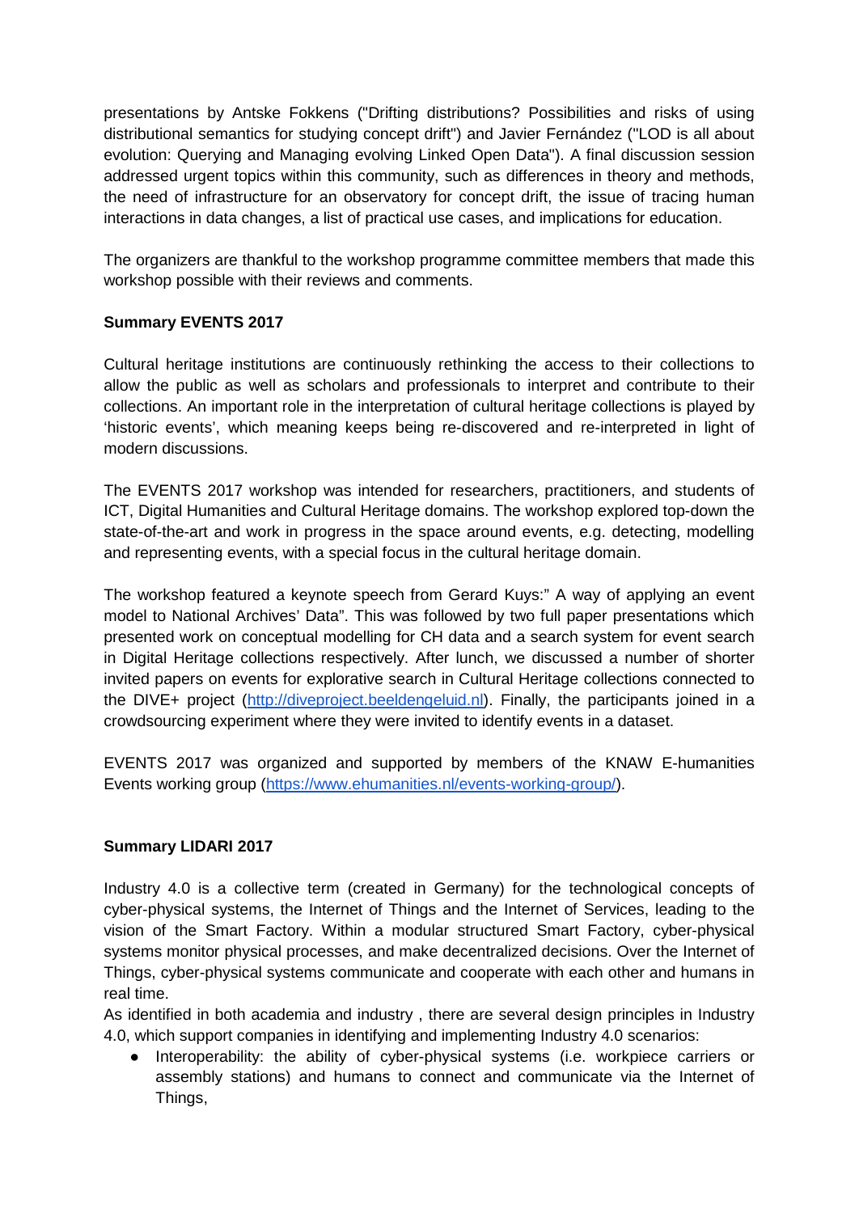presentations by Antske Fokkens ("Drifting distributions? Possibilities and risks of using distributional semantics for studying concept drift") and Javier Fernández ("LOD is all about evolution: Querying and Managing evolving Linked Open Data"). A final discussion session addressed urgent topics within this community, such as differences in theory and methods, the need of infrastructure for an observatory for concept drift, the issue of tracing human interactions in data changes, a list of practical use cases, and implications for education.

The organizers are thankful to the workshop programme committee members that made this workshop possible with their reviews and comments.

**Summary EVENTS 2017**

Cultural heritage institutions are continuously rethinking the access to their collections to allow the public as well as scholars and professionals to interpret and contribute to their collections. An important role in the interpretation of cultural heritage collections is played by 'historic events', which meaning keeps being re-discovered and re-interpreted in light of modern discussions.

The EVENTS 2017 workshop was intended for researchers, practitioners, and students of ICT, Digital Humanities and Cultural Heritage domains. The workshop explored top-down the state-of-the-art and work in progress in the space around events, e.g. detecting, modelling and representing events, with a special focus in the cultural heritage domain.

The workshop featured a keynote speech from Gerard Kuys:" A way of applying an event model to National Archives' Data". This was followed by two full paper presentations which presented work on conceptual modelling for CH data and a search system for event search in Digital Heritage collections respectively. After lunch, we discussed a number of shorter invited papers on events for explorative search in Cultural Heritage collections connected to the DIVE+ project (http://diveproject.beeldengeluid.nl). Finally, the participants joined in a crowdsourcing experiment where they were invited to identify events in a dataset.

EVENTS 2017 was organized and supported by members of the KNAW E-humanities Events working group (https://www.ehumanities.nl/events-working-group/).

**Summary LIDARI 2017**

Industry 4.0 is a collective term (created in Germany) for the technological concepts of cyber-physical systems, the Internet of Things and the Internet of Services, leading to the vision of the Smart Factory. Within a modular structured Smart Factory, cyber-physical systems monitor physical processes, and make decentralized decisions. Over the Internet of Things, cyber-physical systems communicate and cooperate with each other and humans in real time.

As identified in both academia and industry , there are several design principles in Industry 4.0, which support companies in identifying and implementing Industry 4.0 scenarios:

- Interoperability: the ability of cyber-physical systems (i.e. workpiece carriers or assembly stations) and humans to connect and communicate via the Internet of Things,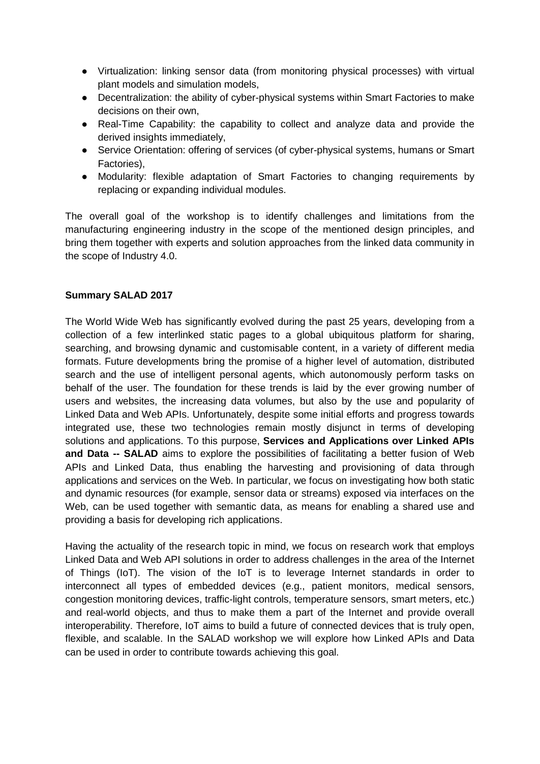- Virtualization: linking sensor data (from monitoring physical processes) with virtual plant models and simulation models,
- Decentralization: the ability of cyber-physical systems within Smart Factories to make decisions on their own,
- Real-Time Capability: the capability to collect and analyze data and provide the derived insights immediately,
- Service Orientation: offering of services (of cyber-physical systems, humans or Smart Factories),
- Modularity: flexible adaptation of Smart Factories to changing requirements by replacing or expanding individual modules.

The overall goal of the workshop is to identify challenges and limitations from the manufacturing engineering industry in the scope of the mentioned design principles, and bring them together with experts and solution approaches from the linked data community in the scope of Industry 4.0.

**Summary SALAD 2017**

The World Wide Web has significantly evolved during the past 25 years, developing from a collection of a few interlinked static pages to a global ubiquitous platform for sharing, searching, and browsing dynamic and customisable content, in a variety of different media formats. Future developments bring the promise of a higher level of automation, distributed search and the use of intelligent personal agents, which autonomously perform tasks on behalf of the user. The foundation for these trends is laid by the ever growing number of users and websites, the increasing data volumes, but also by the use and popularity of Linked Data and Web APIs. Unfortunately, despite some initial efforts and progress towards integrated use, these two technologies remain mostly disjunct in terms of developing solutions and applications. To this purpose, **Services and Applications over Linked APIs and Data -- SALAD** aims to explore the possibilities of facilitating a better fusion of Web APIs and Linked Data, thus enabling the harvesting and provisioning of data through applications and services on the Web. In particular, we focus on investigating how both static and dynamic resources (for example, sensor data or streams) exposed via interfaces on the Web, can be used together with semantic data, as means for enabling a shared use and providing a basis for developing rich applications.

Having the actuality of the research topic in mind, we focus on research work that employs Linked Data and Web API solutions in order to address challenges in the area of the Internet of Things (IoT). The vision of the IoT is to leverage Internet standards in order to interconnect all types of embedded devices (e.g., patient monitors, medical sensors, congestion monitoring devices, traffic-light controls, temperature sensors, smart meters, etc.) and real-world objects, and thus to make them a part of the Internet and provide overall interoperability. Therefore, IoT aims to build a future of connected devices that is truly open, flexible, and scalable. In the SALAD workshop we will explore how Linked APIs and Data can be used in order to contribute towards achieving this goal.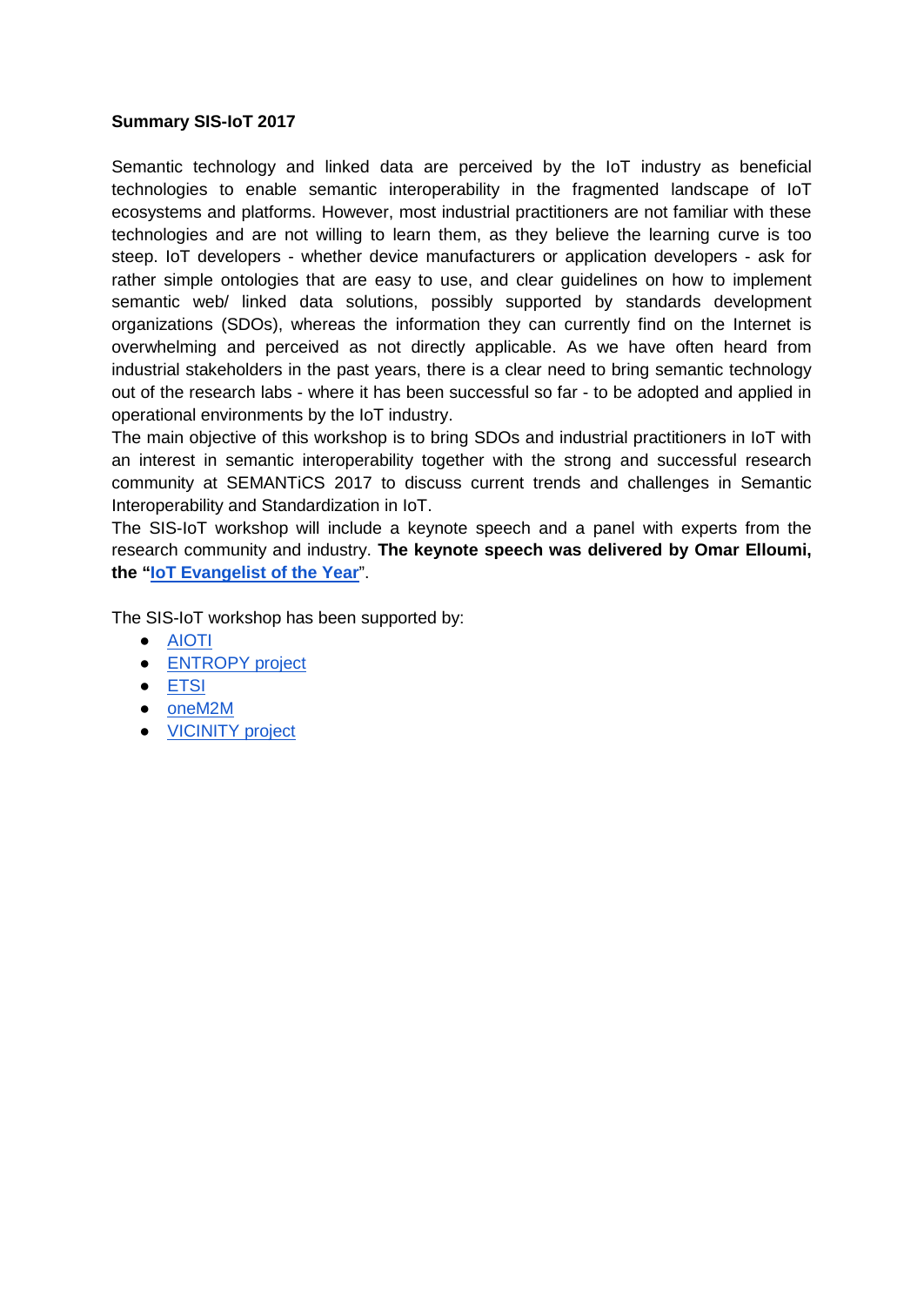**Summary SIS-IoT 2017**

Semantic technology and linked data are perceived by the IoT industry as beneficial technologies to enable semantic interoperability in the fragmented landscape of IoT ecosystems and platforms. However, most industrial practitioners are not familiar with these technologies and are not willing to learn them, as they believe the learning curve is too steep. IoT developers - whether device manufacturers or application developers - ask for rather simple ontologies that are easy to use, and clear guidelines on how to implement semantic web/ linked data solutions, possibly supported by standards development organizations (SDOs), whereas the information they can currently find on the Internet is overwhelming and perceived as not directly applicable. As we have often heard from industrial stakeholders in the past years, there is a clear need to bring semantic technology out of the research labs - where it has been successful so far - to be adopted and applied in operational environments by the IoT industry.

The main objective of this workshop is to bring SDOs and industrial practitioners in IoT with an interest in semantic interoperability together with the strong and successful research community at SEMANTiCS 2017 to discuss current trends and challenges in Semantic Interoperability and Standardization in IoT.

The SIS-IoT workshop will include a keynote speech and a panel with experts from the research community and industry. **The keynote speech was delivered by Omar Elloumi, the "IoT Evangelist of the Year**".

The SIS-IoT workshop has been supported by:

- AIOTI
- ENTROPY project
- ETSI
- oneM2M
- VICINITY project